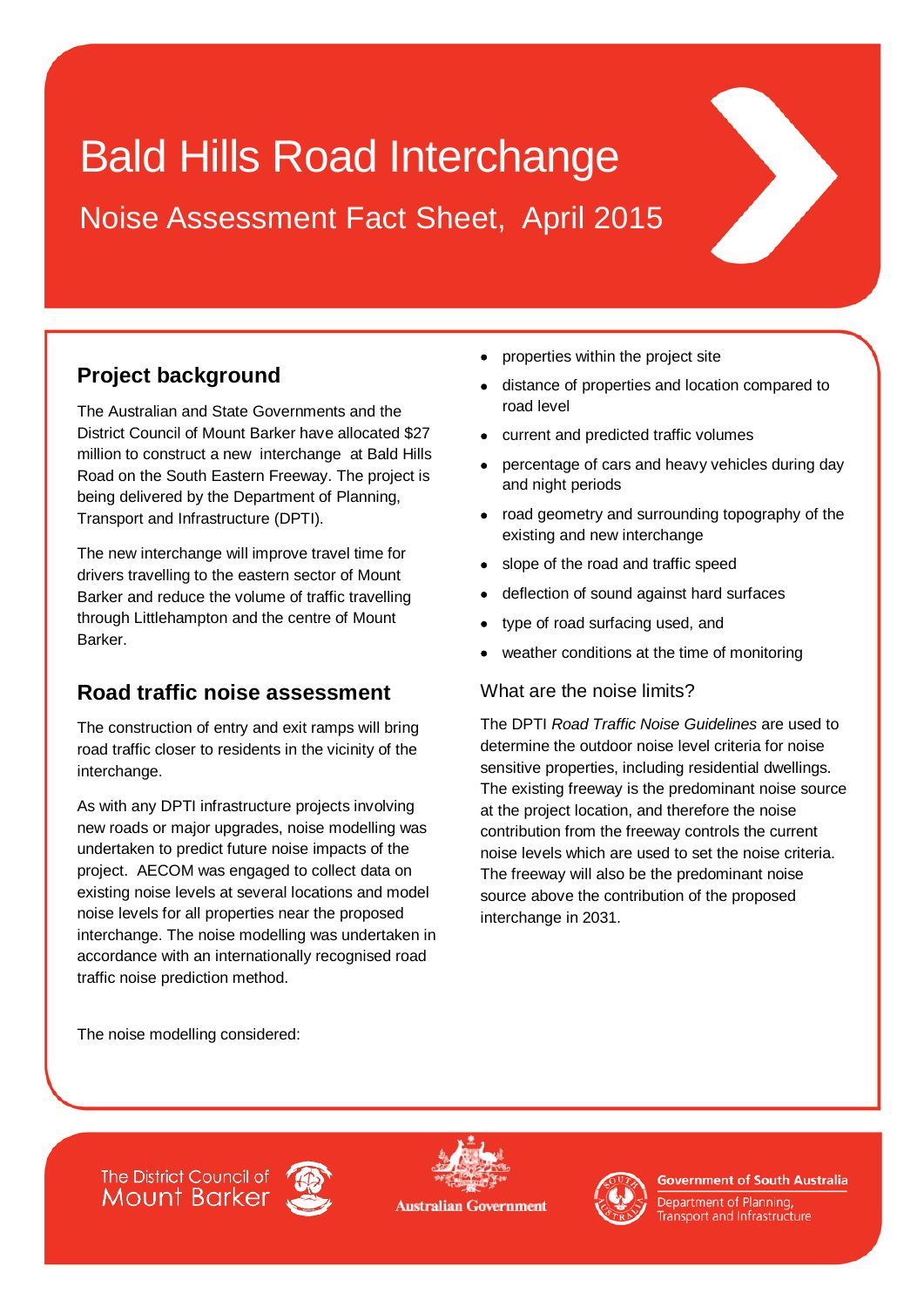# Bald Hills Road Interchange

Noise Assessment Fact Sheet, April 2015

## Project background

The Australian and State Governments and the District Council of Mount Barker have allocated $27 million to construct a new interchange at Bald Hills Road on the South Eastern Freeway. The project is being delivered by the Department of Planning, Transport and Infrastructure (DPTI).

The new interchange will improve travel time for drivers travelling to the eastern sector of Mount Barker and reduce the volume of traffic travelling through Littlehampton and the centre of Mount Barker.

## Road traffic noise assessment

The construction of entry and exit ramps will bring road traffic closer to residents in the vicinity of the interchange.

As with any DPTI infrastructure projects involving new roads or major upgrades, noise modelling was undertaken to predict future noise impacts of the project. AECOM was engaged to collect data on existing noise levels at several locations and model noise levels for all properties near the proposed interchange. The noise modelling was undertaken in accordance with an internationally recognised road traffic noise prediction method.

The noise modelling considered:

- properties within the project site
- distance of properties and location compared to road level
- current and predicted traffic volumes
- percentage of cars and heavy vehicles during day and night periods
- road geometry and surrounding topography of the existing and new interchange
- slope of the road and traffic speed
- deflection of sound against hard surfaces
- type of road surfacing used, and
- weather conditions at the time of monitoring

### What are the noise limits?

The DPTI *Road Traffic Noise Guidelines* are used to determine the outdoor noise level criteria for noise sensitive properties, including residential dwellings. The existing freeway is the predominant noise source at the project location, and therefore the noise contribution from the freeway controls the current noise levels which are used to set the noise criteria. The freeway will also be the predominant noise source above the contribution of the proposed interchange in 2031.

The District Council of Mount Barker | Australian Government | Government of South Australia, Department of Planning, Transport and Infrastructure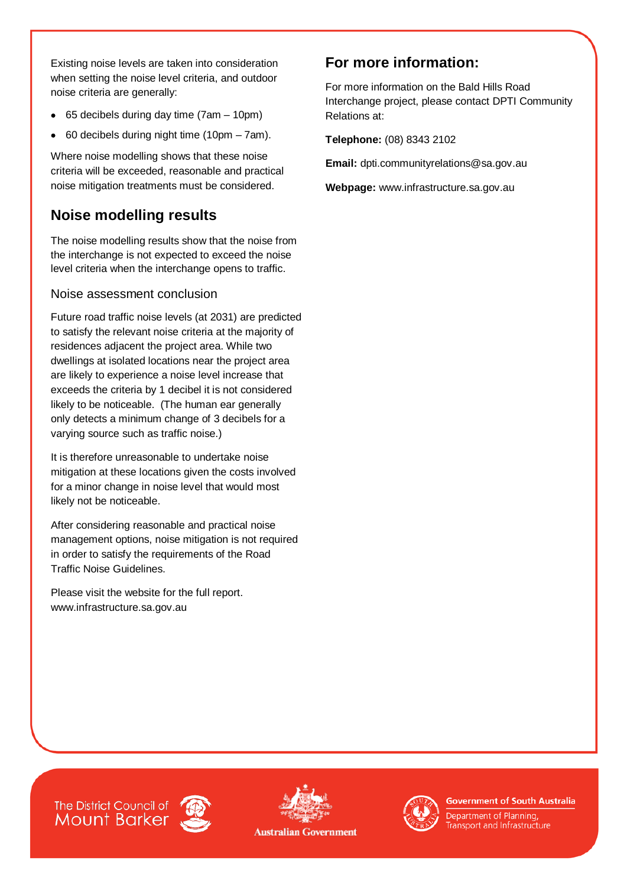Existing noise levels are taken into consideration when setting the noise level criteria, and outdoor noise criteria are generally:

- 65 decibels during day time (7am – 10pm)
- 60 decibels during night time (10pm – 7am).

Where noise modelling shows that these noise criteria will be exceeded, reasonable and practical noise mitigation treatments must be considered.

## Noise modelling results

The noise modelling results show that the noise from the interchange is not expected to exceed the noise level criteria when the interchange opens to traffic.

### Noise assessment conclusion

Future road traffic noise levels (at 2031) are predicted to satisfy the relevant noise criteria at the majority of residences adjacent the project area. While two dwellings at isolated locations near the project area are likely to experience a noise level increase that exceeds the criteria by 1 decibel it is not considered likely to be noticeable. (The human ear generally only detects a minimum change of 3 decibels for a varying source such as traffic noise.)

It is therefore unreasonable to undertake noise mitigation at these locations given the costs involved for a minor change in noise level that would most likely not be noticeable.

After considering reasonable and practical noise management options, noise mitigation is not required in order to satisfy the requirements of the Road Traffic Noise Guidelines.

Please visit the website for the full report.
www.infrastructure.sa.gov.au

## For more information:

For more information on the Bald Hills Road Interchange project, please contact DPTI Community Relations at:

**Telephone:** (08) 8343 2102

**Email:** dpti.communityrelations@sa.gov.au

**Webpage:** www.infrastructure.sa.gov.au

The District Council of Mount Barker

Australian Government

Government of South Australia
Department of Planning, Transport and Infrastructure